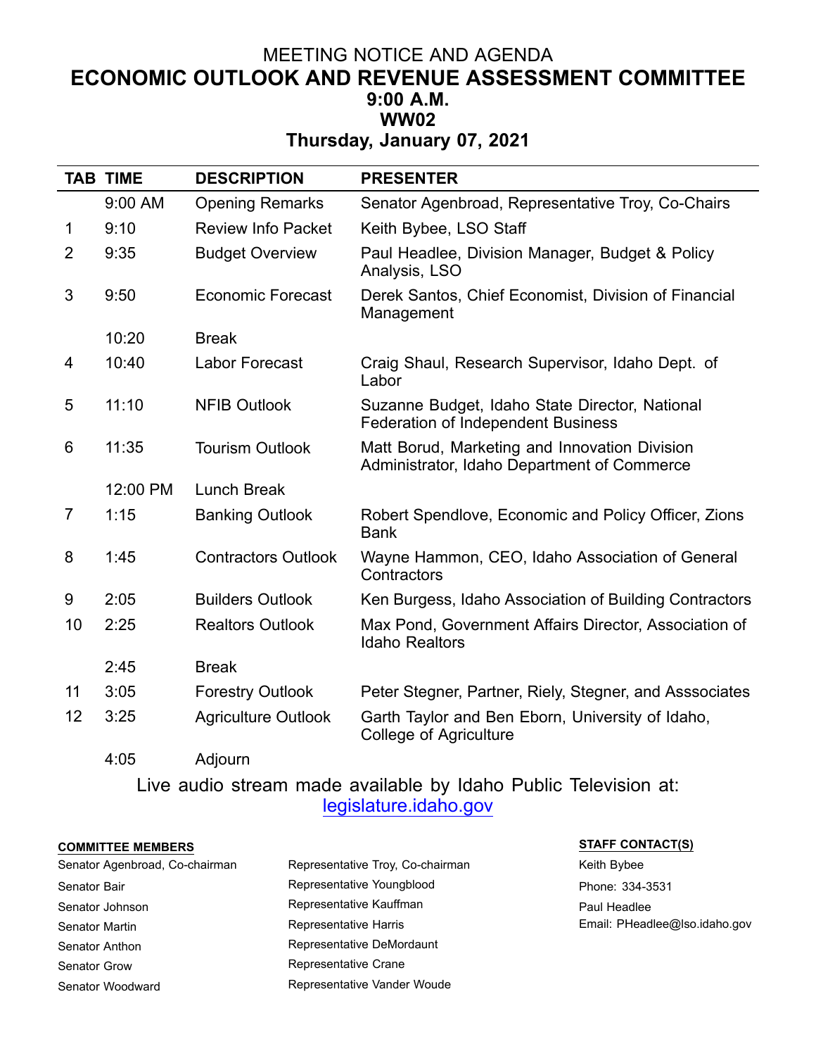# MEETING NOTICE AND AGENDA

# ECONOMIC OUTLOOK AND REVENUE ASSESSMENT COMMITTEE

## 9:00 A.M.

## WW02

## Thursday, January 07, 2021

| TAB | TIME | DESCRIPTION | PRESENTER |
|---|---|---|---|
| | 9:00 AM | Opening Remarks | Senator Agenbroad, Representative Troy, Co-Chairs |
| 1 | 9:10 | Review Info Packet | Keith Bybee, LSO Staff |
| 2 | 9:35 | Budget Overview | Paul Headlee, Division Manager, Budget & Policy Analysis, LSO |
| 3 | 9:50 | Economic Forecast | Derek Santos, Chief Economist, Division of Financial Management |
| | 10:20 | Break | |
| 4 | 10:40 | Labor Forecast | Craig Shaul, Research Supervisor, Idaho Dept. of Labor |
| 5 | 11:10 | NFIB Outlook | Suzanne Budget, Idaho State Director, National Federation of Independent Business |
| 6 | 11:35 | Tourism Outlook | Matt Borud, Marketing and Innovation Division Administrator, Idaho Department of Commerce |
| | 12:00 PM | Lunch Break | |
| 7 | 1:15 | Banking Outlook | Robert Spendlove, Economic and Policy Officer, Zions Bank |
| 8 | 1:45 | Contractors Outlook | Wayne Hammon, CEO, Idaho Association of General Contractors |
| 9 | 2:05 | Builders Outlook | Ken Burgess, Idaho Association of Building Contractors |
| 10 | 2:25 | Realtors Outlook | Max Pond, Government Affairs Director, Association of Idaho Realtors |
| | 2:45 | Break | |
| 11 | 3:05 | Forestry Outlook | Peter Stegner, Partner, Riely, Stegner, and Asssociates |
| 12 | 3:25 | Agriculture Outlook | Garth Taylor and Ben Eborn, University of Idaho, College of Agriculture |
| | 4:05 | Adjourn | |

Live audio stream made available by Idaho Public Television at: [legislature.idaho.gov](legislature.idaho.gov)

**COMMITTEE MEMBERS**

Senator Agenbroad, Co-chairman
Senator Bair
Senator Johnson
Senator Martin
Senator Anthon
Senator Grow
Senator Woodward

Representative Troy, Co-chairman
Representative Youngblood
Representative Kauffman
Representative Harris
Representative DeMordaunt
Representative Crane
Representative Vander Woude

**STAFF CONTACT(S)**

Keith Bybee
Phone: 334-3531
Paul Headlee
Email: PHeadlee@lso.idaho.gov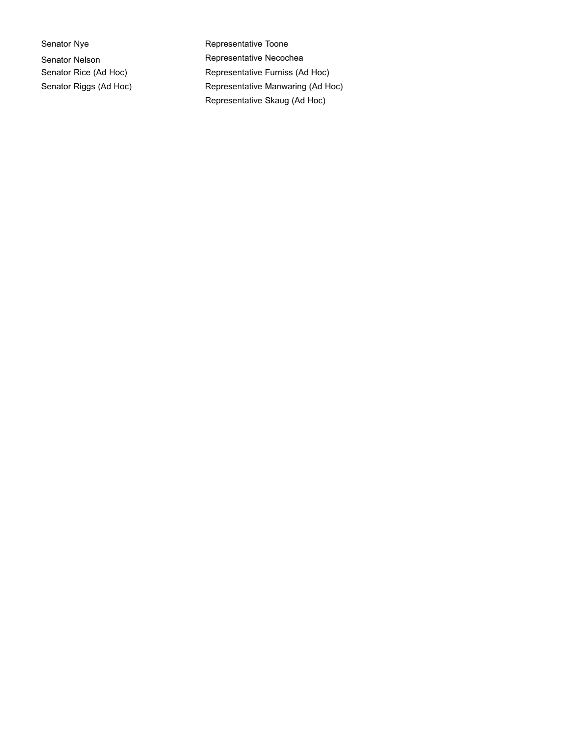| | |
|---|---|
| Senator Nye | Representative Toone |
| Senator Nelson | Representative Necochea |
| Senator Rice (Ad Hoc) | Representative Furniss (Ad Hoc) |
| Senator Riggs (Ad Hoc) | Representative Manwaring (Ad Hoc) |
| | Representative Skaug (Ad Hoc) |